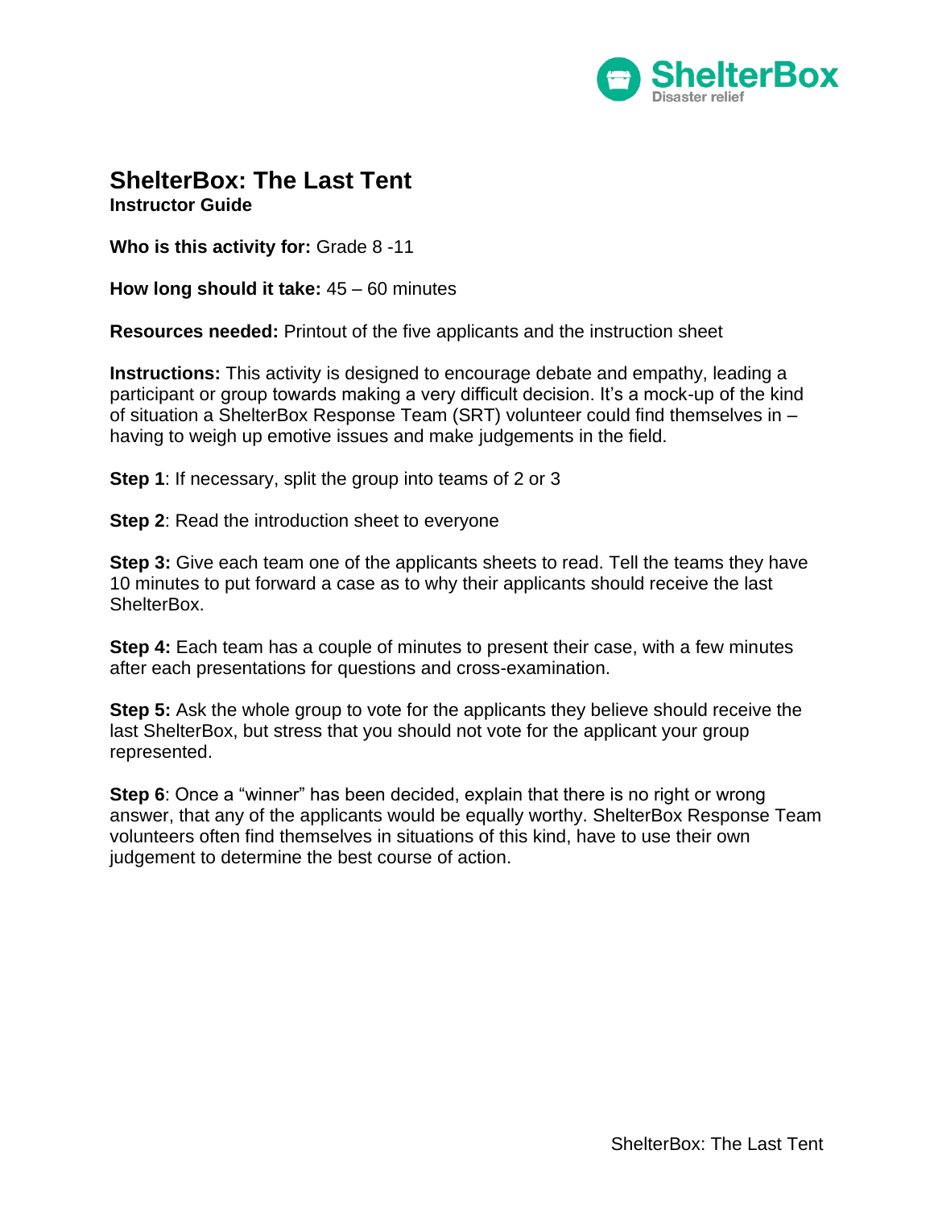# ShelterBox: The Last Tent

**Instructor Guide**

**Who is this activity for:** Grade 8 -11

**How long should it take:** 45 – 60 minutes

**Resources needed:** Printout of the five applicants and the instruction sheet

**Instructions:** This activity is designed to encourage debate and empathy, leading a participant or group towards making a very difficult decision. It's a mock-up of the kind of situation a ShelterBox Response Team (SRT) volunteer could find themselves in – having to weigh up emotive issues and make judgements in the field.

**Step 1**: If necessary, split the group into teams of 2 or 3

**Step 2**: Read the introduction sheet to everyone

**Step 3:** Give each team one of the applicants sheets to read. Tell the teams they have 10 minutes to put forward a case as to why their applicants should receive the last ShelterBox.

**Step 4:** Each team has a couple of minutes to present their case, with a few minutes after each presentations for questions and cross-examination.

**Step 5:** Ask the whole group to vote for the applicants they believe should receive the last ShelterBox, but stress that you should not vote for the applicant your group represented.

**Step 6**: Once a "winner" has been decided, explain that there is no right or wrong answer, that any of the applicants would be equally worthy. ShelterBox Response Team volunteers often find themselves in situations of this kind, have to use their own judgement to determine the best course of action.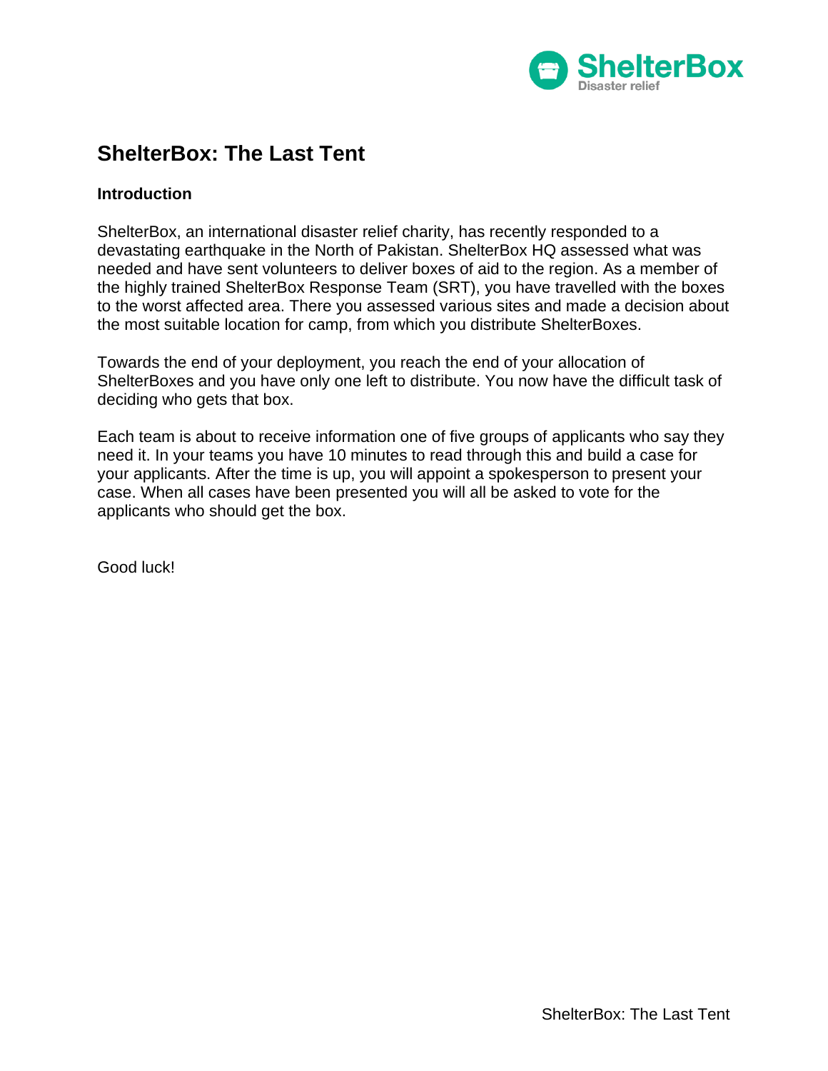# ShelterBox: The Last Tent

## Introduction

ShelterBox, an international disaster relief charity, has recently responded to a devastating earthquake in the North of Pakistan. ShelterBox HQ assessed what was needed and have sent volunteers to deliver boxes of aid to the region. As a member of the highly trained ShelterBox Response Team (SRT), you have travelled with the boxes to the worst affected area. There you assessed various sites and made a decision about the most suitable location for camp, from which you distribute ShelterBoxes.

Towards the end of your deployment, you reach the end of your allocation of ShelterBoxes and you have only one left to distribute. You now have the difficult task of deciding who gets that box.

Each team is about to receive information one of five groups of applicants who say they need it. In your teams you have 10 minutes to read through this and build a case for your applicants. After the time is up, you will appoint a spokesperson to present your case. When all cases have been presented you will all be asked to vote for the applicants who should get the box.

Good luck!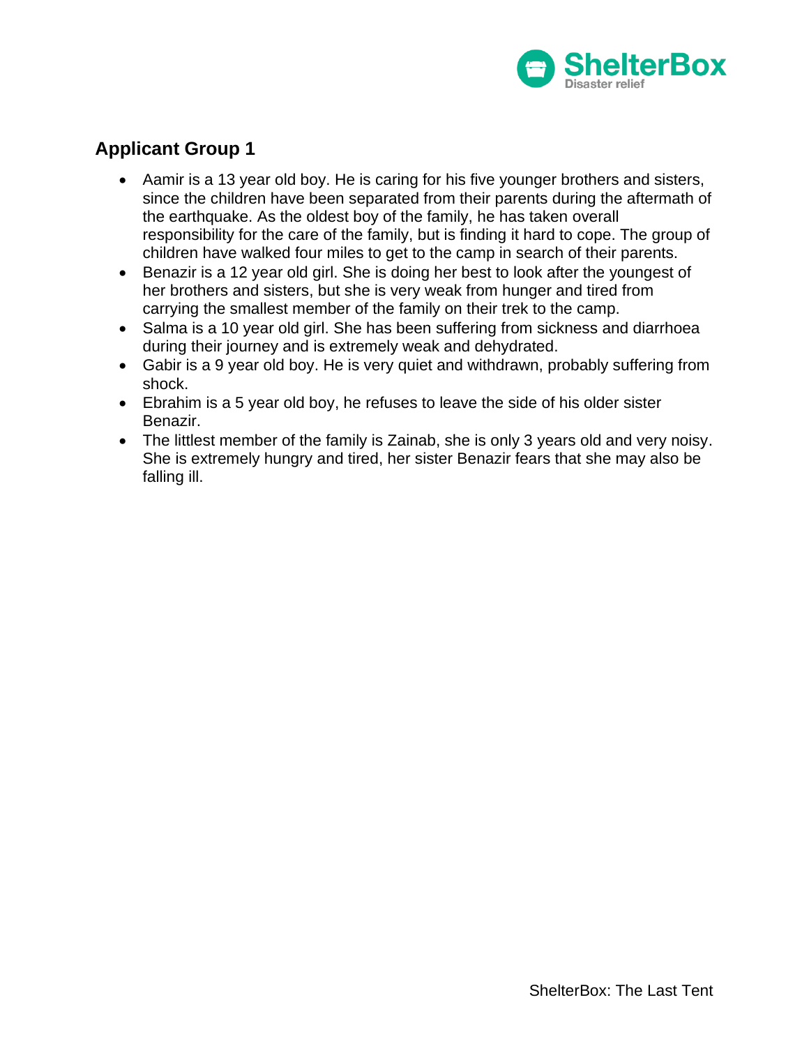## Applicant Group 1

- Aamir is a 13 year old boy. He is caring for his five younger brothers and sisters, since the children have been separated from their parents during the aftermath of the earthquake. As the oldest boy of the family, he has taken overall responsibility for the care of the family, but is finding it hard to cope. The group of children have walked four miles to get to the camp in search of their parents.
- Benazir is a 12 year old girl. She is doing her best to look after the youngest of her brothers and sisters, but she is very weak from hunger and tired from carrying the smallest member of the family on their trek to the camp.
- Salma is a 10 year old girl. She has been suffering from sickness and diarrhoea during their journey and is extremely weak and dehydrated.
- Gabir is a 9 year old boy. He is very quiet and withdrawn, probably suffering from shock.
- Ebrahim is a 5 year old boy, he refuses to leave the side of his older sister Benazir.
- The littlest member of the family is Zainab, she is only 3 years old and very noisy. She is extremely hungry and tired, her sister Benazir fears that she may also be falling ill.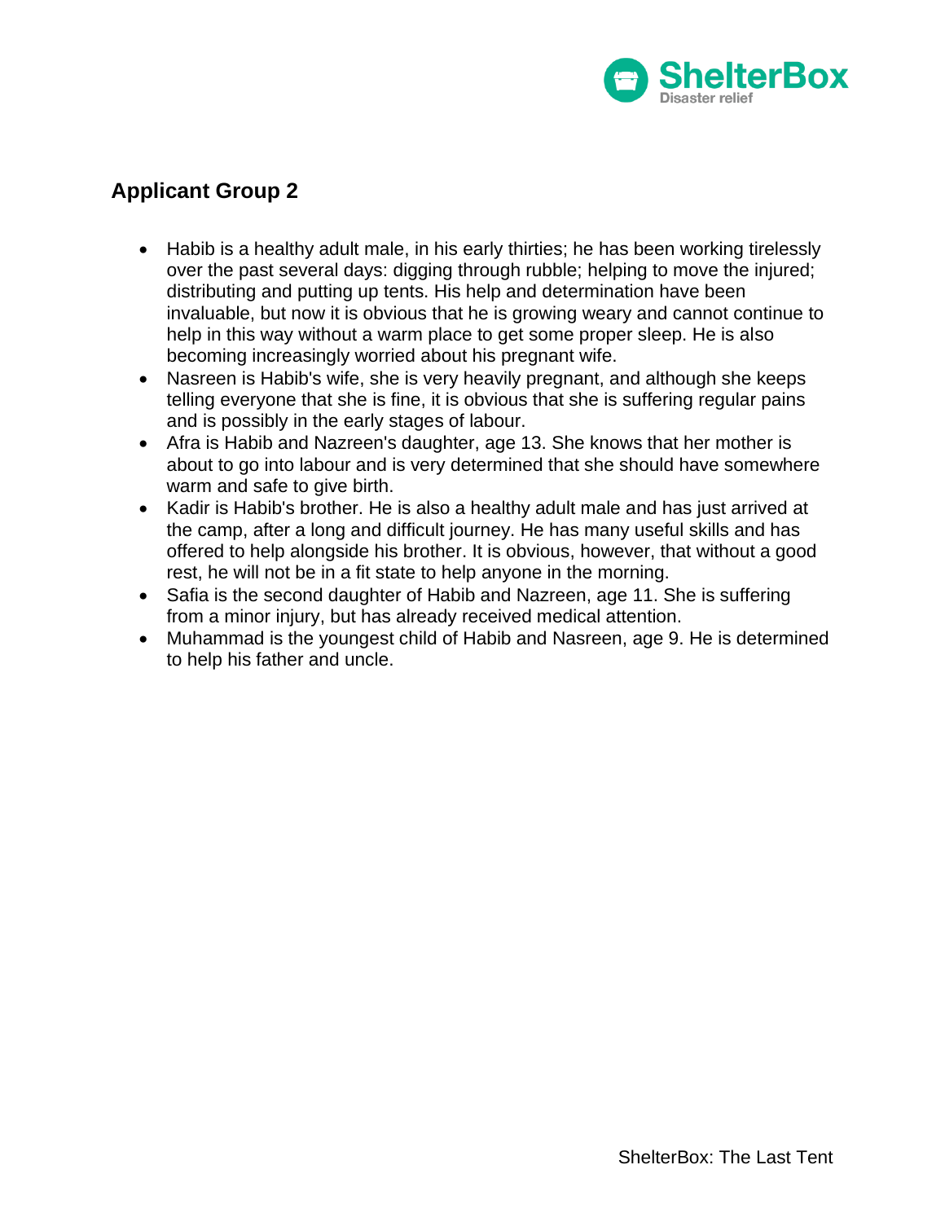## Applicant Group 2

- Habib is a healthy adult male, in his early thirties; he has been working tirelessly over the past several days: digging through rubble; helping to move the injured; distributing and putting up tents. His help and determination have been invaluable, but now it is obvious that he is growing weary and cannot continue to help in this way without a warm place to get some proper sleep. He is also becoming increasingly worried about his pregnant wife.
- Nasreen is Habib's wife, she is very heavily pregnant, and although she keeps telling everyone that she is fine, it is obvious that she is suffering regular pains and is possibly in the early stages of labour.
- Afra is Habib and Nazreen's daughter, age 13. She knows that her mother is about to go into labour and is very determined that she should have somewhere warm and safe to give birth.
- Kadir is Habib's brother. He is also a healthy adult male and has just arrived at the camp, after a long and difficult journey. He has many useful skills and has offered to help alongside his brother. It is obvious, however, that without a good rest, he will not be in a fit state to help anyone in the morning.
- Safia is the second daughter of Habib and Nazreen, age 11. She is suffering from a minor injury, but has already received medical attention.
- Muhammad is the youngest child of Habib and Nasreen, age 9. He is determined to help his father and uncle.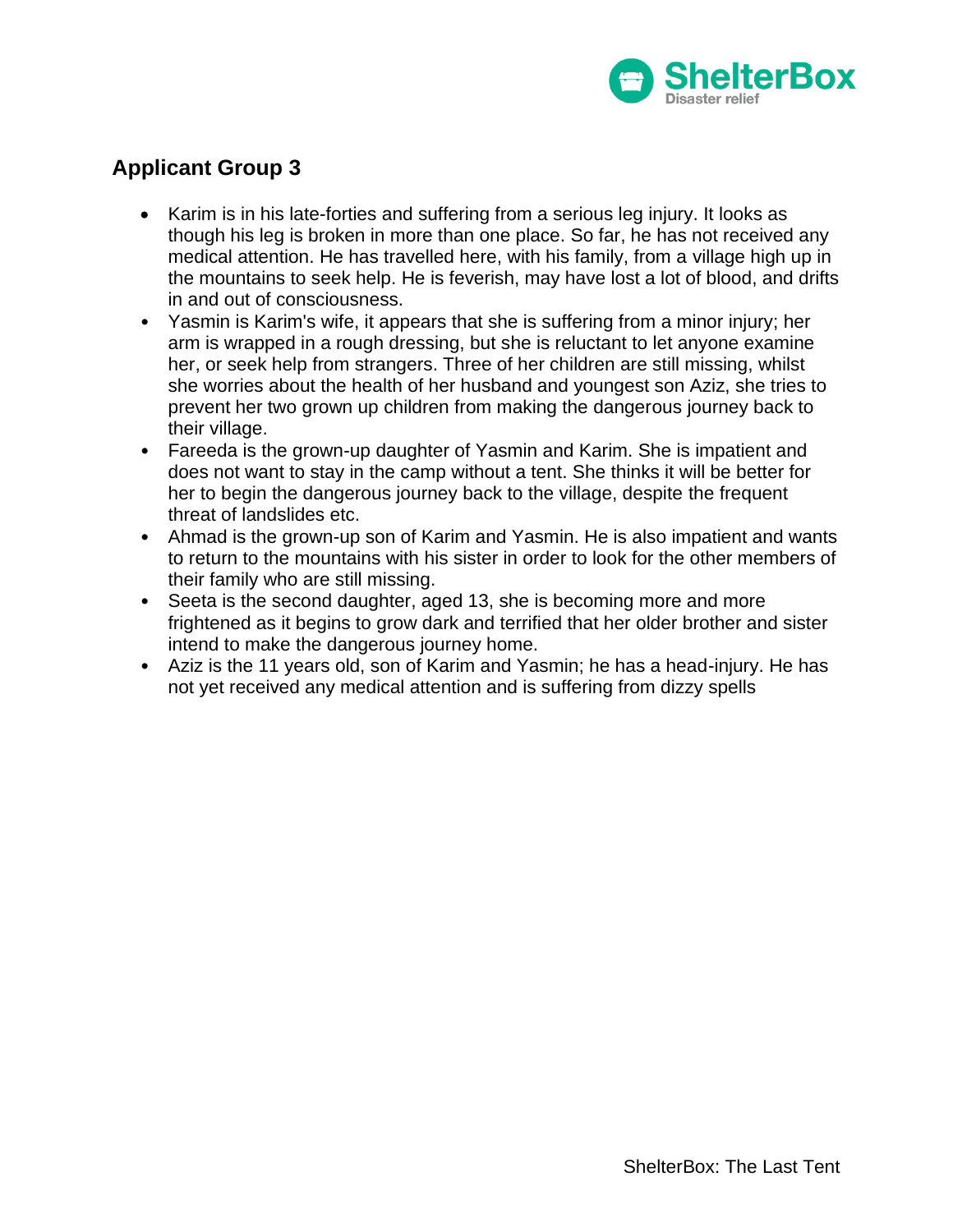## Applicant Group 3

- Karim is in his late-forties and suffering from a serious leg injury. It looks as though his leg is broken in more than one place. So far, he has not received any medical attention. He has travelled here, with his family, from a village high up in the mountains to seek help. He is feverish, may have lost a lot of blood, and drifts in and out of consciousness.
- Yasmin is Karim's wife, it appears that she is suffering from a minor injury; her arm is wrapped in a rough dressing, but she is reluctant to let anyone examine her, or seek help from strangers. Three of her children are still missing, whilst she worries about the health of her husband and youngest son Aziz, she tries to prevent her two grown up children from making the dangerous journey back to their village.
- Fareeda is the grown-up daughter of Yasmin and Karim. She is impatient and does not want to stay in the camp without a tent. She thinks it will be better for her to begin the dangerous journey back to the village, despite the frequent threat of landslides etc.
- Ahmad is the grown-up son of Karim and Yasmin. He is also impatient and wants to return to the mountains with his sister in order to look for the other members of their family who are still missing.
- Seeta is the second daughter, aged 13, she is becoming more and more frightened as it begins to grow dark and terrified that her older brother and sister intend to make the dangerous journey home.
- Aziz is the 11 years old, son of Karim and Yasmin; he has a head-injury. He has not yet received any medical attention and is suffering from dizzy spells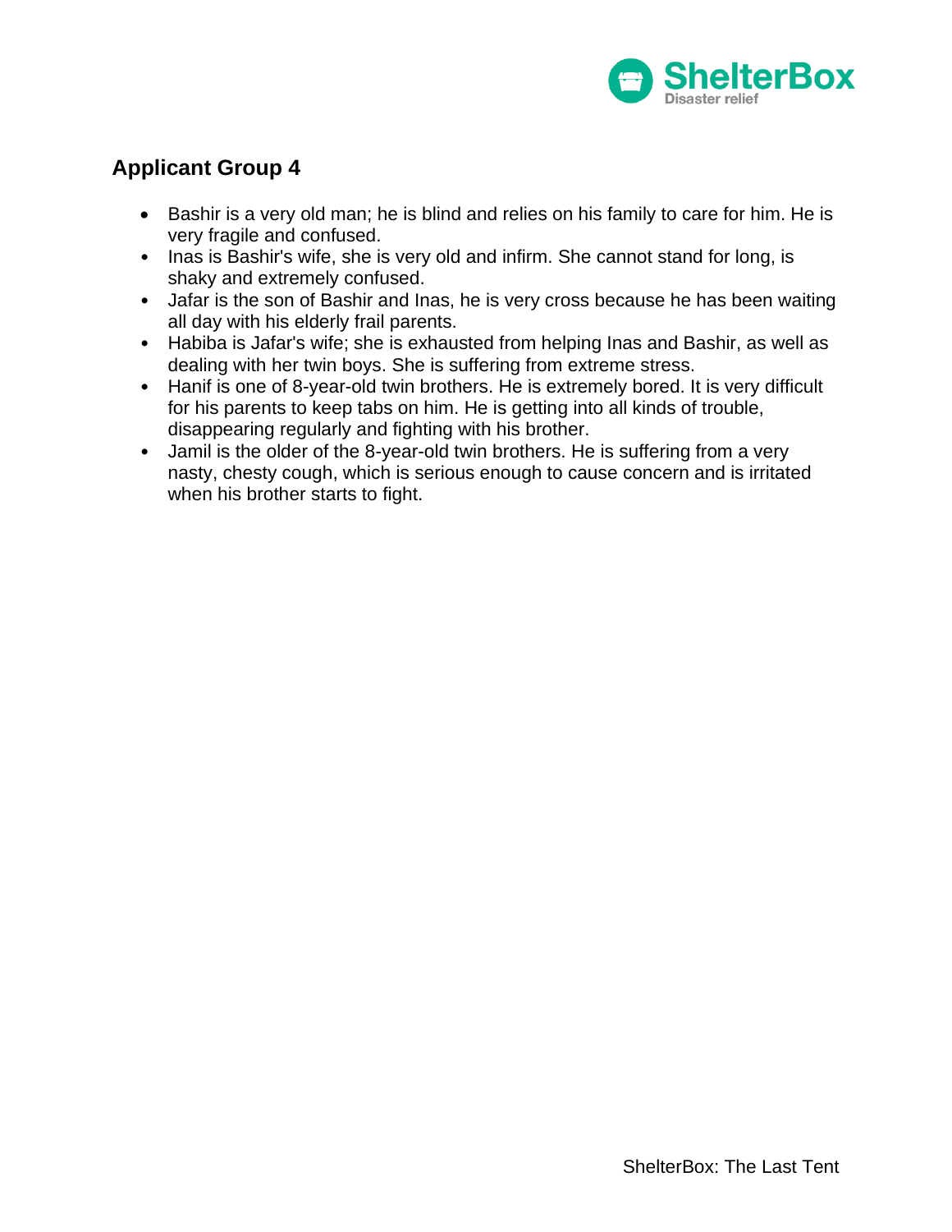## Applicant Group 4

- Bashir is a very old man; he is blind and relies on his family to care for him. He is very fragile and confused.
- Inas is Bashir's wife, she is very old and infirm. She cannot stand for long, is shaky and extremely confused.
- Jafar is the son of Bashir and Inas, he is very cross because he has been waiting all day with his elderly frail parents.
- Habiba is Jafar's wife; she is exhausted from helping Inas and Bashir, as well as dealing with her twin boys. She is suffering from extreme stress.
- Hanif is one of 8-year-old twin brothers. He is extremely bored. It is very difficult for his parents to keep tabs on him. He is getting into all kinds of trouble, disappearing regularly and fighting with his brother.
- Jamil is the older of the 8-year-old twin brothers. He is suffering from a very nasty, chesty cough, which is serious enough to cause concern and is irritated when his brother starts to fight.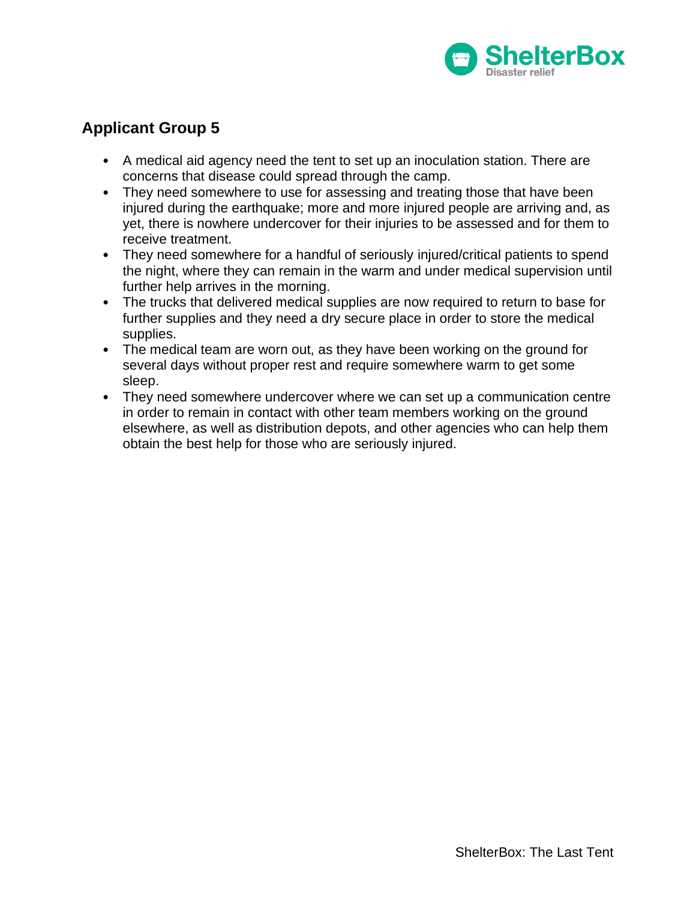## Applicant Group 5

- A medical aid agency need the tent to set up an inoculation station. There are concerns that disease could spread through the camp.
- They need somewhere to use for assessing and treating those that have been injured during the earthquake; more and more injured people are arriving and, as yet, there is nowhere undercover for their injuries to be assessed and for them to receive treatment.
- They need somewhere for a handful of seriously injured/critical patients to spend the night, where they can remain in the warm and under medical supervision until further help arrives in the morning.
- The trucks that delivered medical supplies are now required to return to base for further supplies and they need a dry secure place in order to store the medical supplies.
- The medical team are worn out, as they have been working on the ground for several days without proper rest and require somewhere warm to get some sleep.
- They need somewhere undercover where we can set up a communication centre in order to remain in contact with other team members working on the ground elsewhere, as well as distribution depots, and other agencies who can help them obtain the best help for those who are seriously injured.